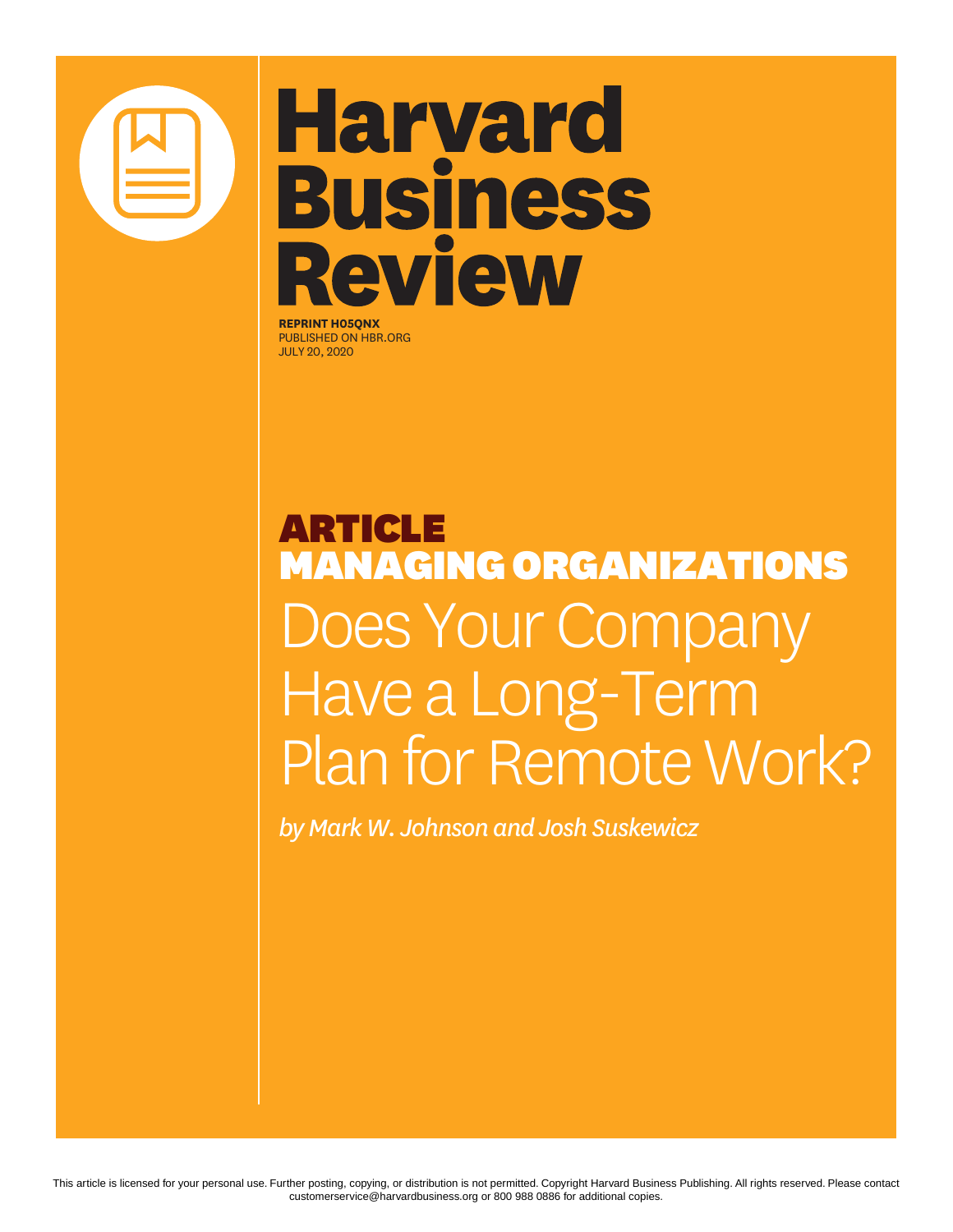# Harvard Business Review

**REPRINT H05QNX**
PUBLISHED ON HBR.ORG
JULY 20, 2020

## ARTICLE
## MANAGING ORGANIZATIONS

# Does Your Company Have a Long-Term Plan for Remote Work?

*by Mark W. Johnson and Josh Suskewicz*

This article is licensed for your personal use. Further posting, copying, or distribution is not permitted. Copyright Harvard Business Publishing. All rights reserved. Please contact customerservice@harvardbusiness.org or 800 988 0886 for additional copies.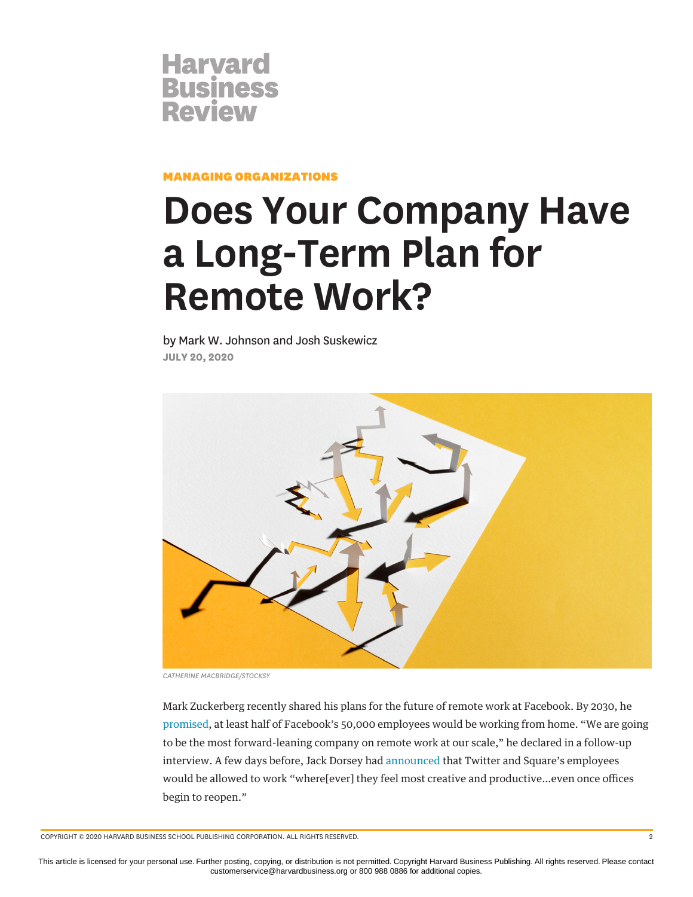Harvard Business Review

**MANAGING ORGANIZATIONS**

# Does Your Company Have a Long-Term Plan for Remote Work?

by Mark W. Johnson and Josh Suskewicz

**JULY 20, 2020**

*CATHERINE MACBRIDGE/STOCKSY*

Mark Zuckerberg recently shared his plans for the future of remote work at Facebook. By 2030, he promised, at least half of Facebook's 50,000 employees would be working from home. "We are going to be the most forward-leaning company on remote work at our scale," he declared in a follow-up interview. A few days before, Jack Dorsey had announced that Twitter and Square's employees would be allowed to work "where[ever] they feel most creative and productive...even once offices begin to reopen."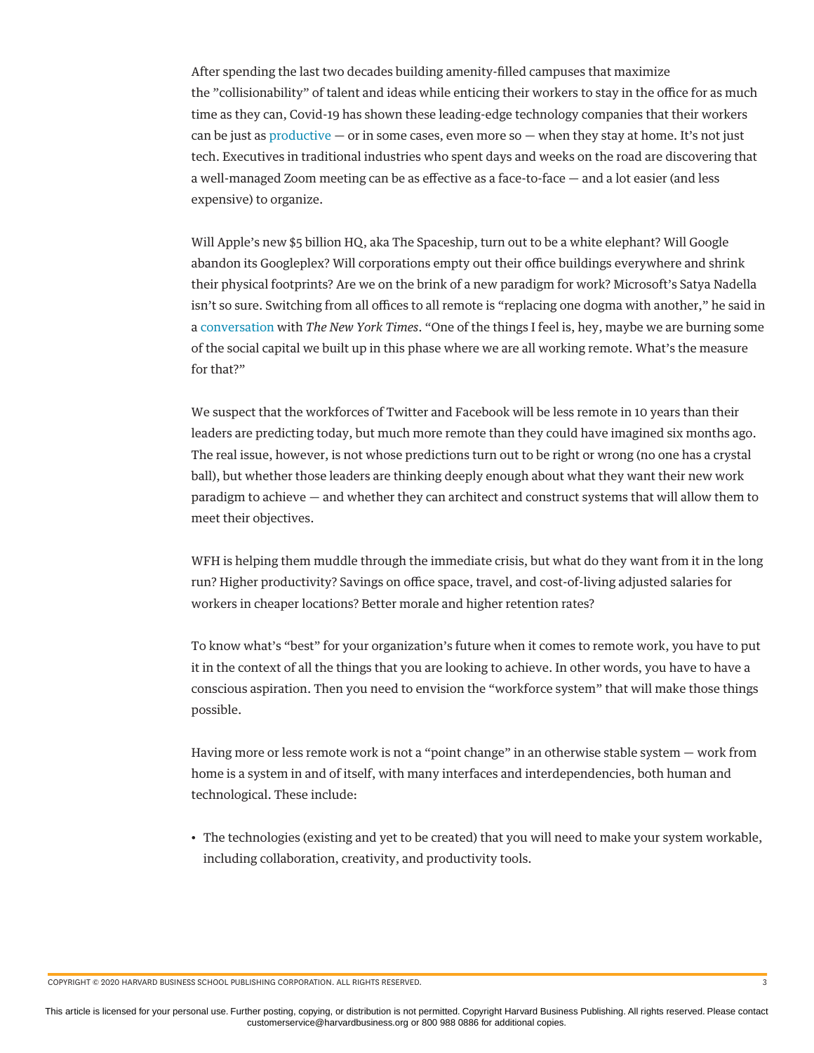After spending the last two decades building amenity-filled campuses that maximize the "collisionability" of talent and ideas while enticing their workers to stay in the office for as much time as they can, Covid-19 has shown these leading-edge technology companies that their workers can be just as productive — or in some cases, even more so — when they stay at home. It's not just tech. Executives in traditional industries who spent days and weeks on the road are discovering that a well-managed Zoom meeting can be as effective as a face-to-face — and a lot easier (and less expensive) to organize.

Will Apple's new $5 billion HQ, aka The Spaceship, turn out to be a white elephant? Will Google abandon its Googleplex? Will corporations empty out their office buildings everywhere and shrink their physical footprints? Are we on the brink of a new paradigm for work? Microsoft's Satya Nadella isn't so sure. Switching from all offices to all remote is "replacing one dogma with another," he said in a conversation with *The New York Times*. "One of the things I feel is, hey, maybe we are burning some of the social capital we built up in this phase where we are all working remote. What's the measure for that?"

We suspect that the workforces of Twitter and Facebook will be less remote in 10 years than their leaders are predicting today, but much more remote than they could have imagined six months ago. The real issue, however, is not whose predictions turn out to be right or wrong (no one has a crystal ball), but whether those leaders are thinking deeply enough about what they want their new work paradigm to achieve — and whether they can architect and construct systems that will allow them to meet their objectives.

WFH is helping them muddle through the immediate crisis, but what do they want from it in the long run? Higher productivity? Savings on office space, travel, and cost-of-living adjusted salaries for workers in cheaper locations? Better morale and higher retention rates?

To know what's "best" for your organization's future when it comes to remote work, you have to put it in the context of all the things that you are looking to achieve. In other words, you have to have a conscious aspiration. Then you need to envision the "workforce system" that will make those things possible.

Having more or less remote work is not a "point change" in an otherwise stable system — work from home is a system in and of itself, with many interfaces and interdependencies, both human and technological. These include:

- The technologies (existing and yet to be created) that you will need to make your system workable, including collaboration, creativity, and productivity tools.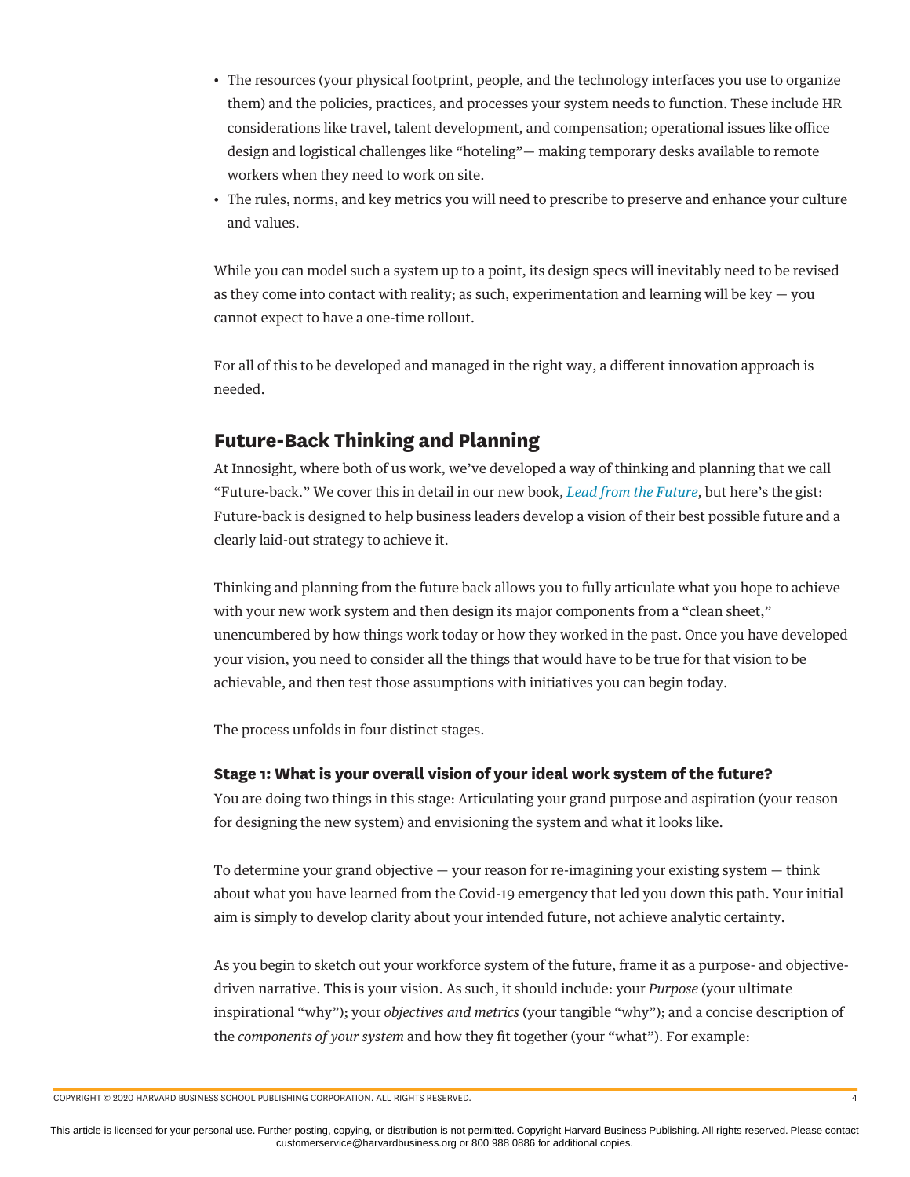- The resources (your physical footprint, people, and the technology interfaces you use to organize them) and the policies, practices, and processes your system needs to function. These include HR considerations like travel, talent development, and compensation; operational issues like office design and logistical challenges like "hoteling"— making temporary desks available to remote workers when they need to work on site.
- The rules, norms, and key metrics you will need to prescribe to preserve and enhance your culture and values.

While you can model such a system up to a point, its design specs will inevitably need to be revised as they come into contact with reality; as such, experimentation and learning will be key — you cannot expect to have a one-time rollout.

For all of this to be developed and managed in the right way, a different innovation approach is needed.

## Future-Back Thinking and Planning

At Innosight, where both of us work, we've developed a way of thinking and planning that we call "Future-back." We cover this in detail in our new book, *Lead from the Future*, but here's the gist: Future-back is designed to help business leaders develop a vision of their best possible future and a clearly laid-out strategy to achieve it.

Thinking and planning from the future back allows you to fully articulate what you hope to achieve with your new work system and then design its major components from a "clean sheet," unencumbered by how things work today or how they worked in the past. Once you have developed your vision, you need to consider all the things that would have to be true for that vision to be achievable, and then test those assumptions with initiatives you can begin today.

The process unfolds in four distinct stages.

### Stage 1: What is your overall vision of your ideal work system of the future?

You are doing two things in this stage: Articulating your grand purpose and aspiration (your reason for designing the new system) and envisioning the system and what it looks like.

To determine your grand objective — your reason for re-imagining your existing system — think about what you have learned from the Covid-19 emergency that led you down this path. Your initial aim is simply to develop clarity about your intended future, not achieve analytic certainty.

As you begin to sketch out your workforce system of the future, frame it as a purpose- and objective-driven narrative. This is your vision. As such, it should include: your *Purpose* (your ultimate inspirational "why"); your *objectives and metrics* (your tangible "why"); and a concise description of the *components of your system* and how they fit together (your "what"). For example: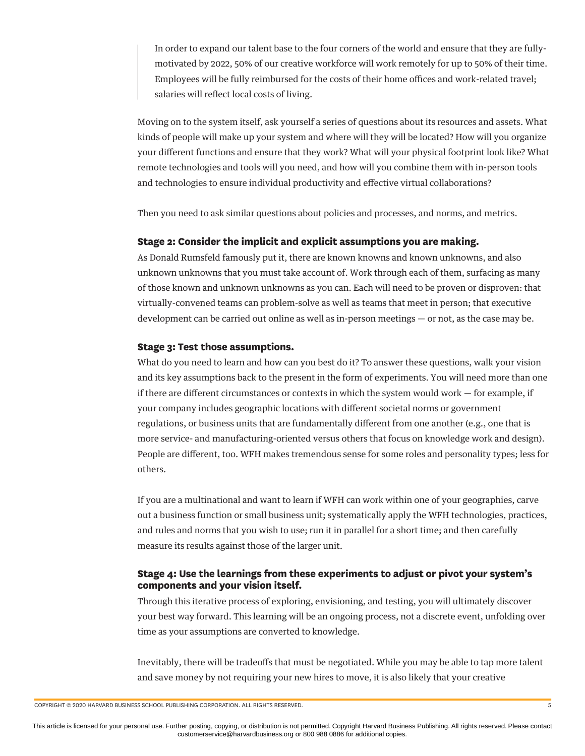> In order to expand our talent base to the four corners of the world and ensure that they are fully-motivated by 2022, 50% of our creative workforce will work remotely for up to 50% of their time. Employees will be fully reimbursed for the costs of their home offices and work-related travel; salaries will reflect local costs of living.

Moving on to the system itself, ask yourself a series of questions about its resources and assets. What kinds of people will make up your system and where will they will be located? How will you organize your different functions and ensure that they work? What will your physical footprint look like? What remote technologies and tools will you need, and how will you combine them with in-person tools and technologies to ensure individual productivity and effective virtual collaborations?

Then you need to ask similar questions about policies and processes, and norms, and metrics.

**Stage 2: Consider the implicit and explicit assumptions you are making.**

As Donald Rumsfeld famously put it, there are known knowns and known unknowns, and also unknown unknowns that you must take account of. Work through each of them, surfacing as many of those known and unknown unknowns as you can. Each will need to be proven or disproven: that virtually-convened teams can problem-solve as well as teams that meet in person; that executive development can be carried out online as well as in-person meetings — or not, as the case may be.

**Stage 3: Test those assumptions.**

What do you need to learn and how can you best do it? To answer these questions, walk your vision and its key assumptions back to the present in the form of experiments. You will need more than one if there are different circumstances or contexts in which the system would work — for example, if your company includes geographic locations with different societal norms or government regulations, or business units that are fundamentally different from one another (e.g., one that is more service- and manufacturing-oriented versus others that focus on knowledge work and design). People are different, too. WFH makes tremendous sense for some roles and personality types; less for others.

If you are a multinational and want to learn if WFH can work within one of your geographies, carve out a business function or small business unit; systematically apply the WFH technologies, practices, and rules and norms that you wish to use; run it in parallel for a short time; and then carefully measure its results against those of the larger unit.

**Stage 4: Use the learnings from these experiments to adjust or pivot your system's components and your vision itself.**

Through this iterative process of exploring, envisioning, and testing, you will ultimately discover your best way forward. This learning will be an ongoing process, not a discrete event, unfolding over time as your assumptions are converted to knowledge.

Inevitably, there will be tradeoffs that must be negotiated. While you may be able to tap more talent and save money by not requiring your new hires to move, it is also likely that your creative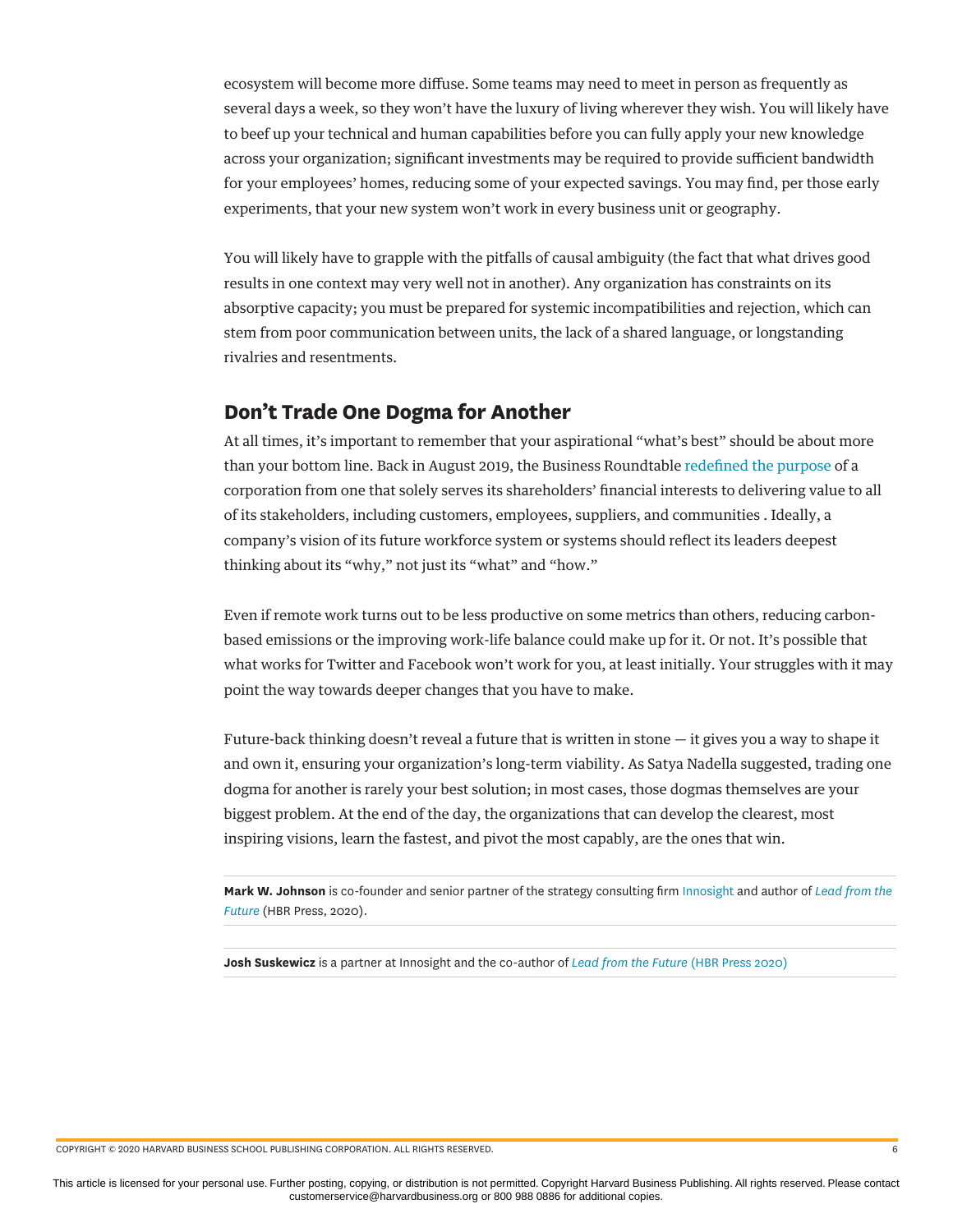ecosystem will become more diffuse. Some teams may need to meet in person as frequently as several days a week, so they won't have the luxury of living wherever they wish. You will likely have to beef up your technical and human capabilities before you can fully apply your new knowledge across your organization; significant investments may be required to provide sufficient bandwidth for your employees' homes, reducing some of your expected savings. You may find, per those early experiments, that your new system won't work in every business unit or geography.

You will likely have to grapple with the pitfalls of causal ambiguity (the fact that what drives good results in one context may very well not in another). Any organization has constraints on its absorptive capacity; you must be prepared for systemic incompatibilities and rejection, which can stem from poor communication between units, the lack of a shared language, or longstanding rivalries and resentments.

## Don't Trade One Dogma for Another

At all times, it's important to remember that your aspirational "what's best" should be about more than your bottom line. Back in August 2019, the Business Roundtable redefined the purpose of a corporation from one that solely serves its shareholders' financial interests to delivering value to all of its stakeholders, including customers, employees, suppliers, and communities . Ideally, a company's vision of its future workforce system or systems should reflect its leaders deepest thinking about its "why," not just its "what" and "how."

Even if remote work turns out to be less productive on some metrics than others, reducing carbon-based emissions or the improving work-life balance could make up for it. Or not. It's possible that what works for Twitter and Facebook won't work for you, at least initially. Your struggles with it may point the way towards deeper changes that you have to make.

Future-back thinking doesn't reveal a future that is written in stone — it gives you a way to shape it and own it, ensuring your organization's long-term viability. As Satya Nadella suggested, trading one dogma for another is rarely your best solution; in most cases, those dogmas themselves are your biggest problem. At the end of the day, the organizations that can develop the clearest, most inspiring visions, learn the fastest, and pivot the most capably, are the ones that win.

---

**Mark W. Johnson** is co-founder and senior partner of the strategy consulting firm Innosight and author of *Lead from the Future* (HBR Press, 2020).

---

**Josh Suskewicz** is a partner at Innosight and the co-author of *Lead from the Future* (HBR Press 2020)